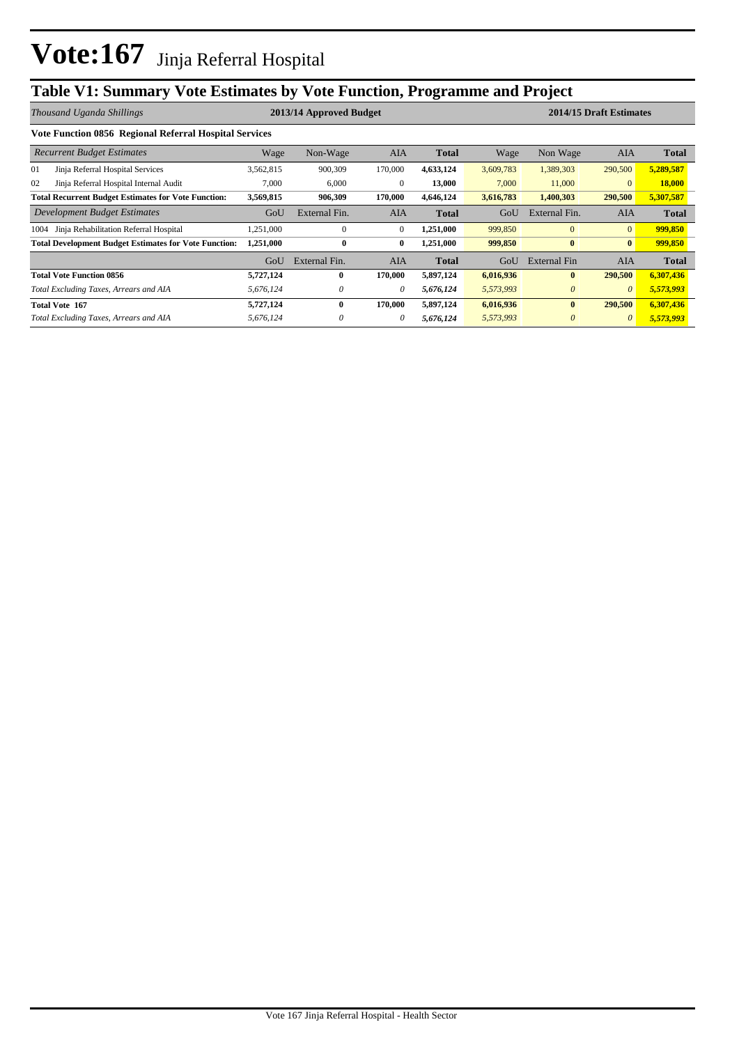# Vote:167 Jinja Referral Hospital

## Table V1: Summary Vote Estimates by Vote Function, Programme and Project

| *Thousand Uganda Shillings* | 2013/14 Approved Budget | | | | 2014/15 Draft Estimates | | | |
|---|---|---|---|---|---|---|---|---|
| **Vote Function 0856 Regional Referral Hospital Services** | | | | | | | | |
| *Recurrent Budget Estimates* | Wage | Non-Wage | AIA | **Total** | Wage | Non Wage | AIA | **Total** |
| 01 Jinja Referral Hospital Services | 3,562,815 | 900,309 | 170,000 | **4,633,124** | 3,609,783 | 1,389,303 | 290,500 | **5,289,587** |
| 02 Jinja Referral Hospital Internal Audit | 7,000 | 6,000 | 0 | **13,000** | 7,000 | 11,000 | 0 | **18,000** |
| **Total Recurrent Budget Estimates for Vote Function:** | **3,569,815** | **906,309** | **170,000** | **4,646,124** | **3,616,783** | **1,400,303** | **290,500** | **5,307,587** |
| *Development Budget Estimates* | GoU | External Fin. | AIA | **Total** | GoU | External Fin. | AIA | **Total** |
| 1004 Jinja Rehabilitation Referral Hospital | 1,251,000 | 0 | 0 | **1,251,000** | 999,850 | 0 | 0 | **999,850** |
| **Total Development Budget Estimates for Vote Function:** | **1,251,000** | **0** | **0** | **1,251,000** | **999,850** | **0** | **0** | **999,850** |
| | GoU | External Fin. | AIA | **Total** | GoU | External Fin | AIA | **Total** |
| **Total Vote Function 0856** | **5,727,124** | **0** | **170,000** | **5,897,124** | **6,016,936** | **0** | **290,500** | **6,307,436** |
| *Total Excluding Taxes, Arrears and AIA* | *5,676,124* | *0* | *0* | ***5,676,124*** | *5,573,993* | *0* | *0* | ***5,573,993*** |
| **Total Vote 167** | **5,727,124** | **0** | **170,000** | **5,897,124** | **6,016,936** | **0** | **290,500** | **6,307,436** |
| *Total Excluding Taxes, Arrears and AIA* | *5,676,124* | *0* | *0* | ***5,676,124*** | *5,573,993* | *0* | *0* | ***5,573,993*** |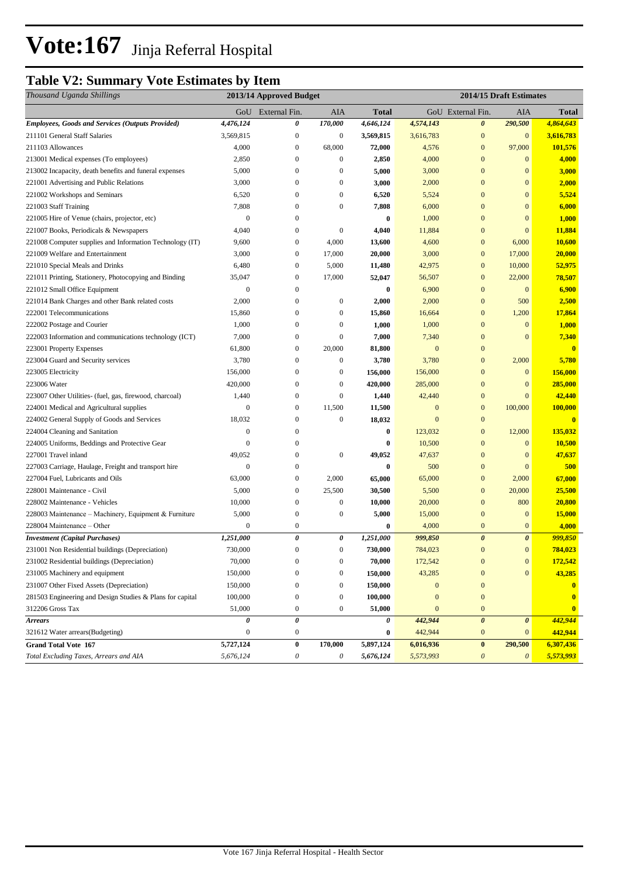# Vote:167 Jinja Referral Hospital

## Table V2: Summary Vote Estimates by Item

| *Thousand Uganda Shillings* | 2013/14 Approved Budget | | | | 2014/15 Draft Estimates | | | |
|---|---|---|---|---|---|---|---|---|
| | GoU | External Fin. | AIA | Total | GoU | External Fin. | AIA | Total |
| ***Employees, Goods and Services (Outputs Provided)*** | ***4,476,124*** | ***0*** | ***170,000*** | ***4,646,124*** | ***4,574,143*** | ***0*** | ***290,500*** | ***4,864,643*** |
| 211101 General Staff Salaries | 3,569,815 | 0 | 0 | **3,569,815** | 3,616,783 | 0 | 0 | **3,616,783** |
| 211103 Allowances | 4,000 | 0 | 68,000 | **72,000** | 4,576 | 0 | 97,000 | **101,576** |
| 213001 Medical expenses (To employees) | 2,850 | 0 | 0 | **2,850** | 4,000 | 0 | 0 | **4,000** |
| 213002 Incapacity, death benefits and funeral expenses | 5,000 | 0 | 0 | **5,000** | 3,000 | 0 | 0 | **3,000** |
| 221001 Advertising and Public Relations | 3,000 | 0 | 0 | **3,000** | 2,000 | 0 | 0 | **2,000** |
| 221002 Workshops and Seminars | 6,520 | 0 | 0 | **6,520** | 5,524 | 0 | 0 | **5,524** |
| 221003 Staff Training | 7,808 | 0 | 0 | **7,808** | 6,000 | 0 | 0 | **6,000** |
| 221005 Hire of Venue (chairs, projector, etc) | 0 | 0 | | **0** | 1,000 | 0 | 0 | **1,000** |
| 221007 Books, Periodicals & Newspapers | 4,040 | 0 | 0 | **4,040** | 11,884 | 0 | 0 | **11,884** |
| 221008 Computer supplies and Information Technology (IT) | 9,600 | 0 | 4,000 | **13,600** | 4,600 | 0 | 6,000 | **10,600** |
| 221009 Welfare and Entertainment | 3,000 | 0 | 17,000 | **20,000** | 3,000 | 0 | 17,000 | **20,000** |
| 221010 Special Meals and Drinks | 6,480 | 0 | 5,000 | **11,480** | 42,975 | 0 | 10,000 | **52,975** |
| 221011 Printing, Stationery, Photocopying and Binding | 35,047 | 0 | 17,000 | **52,047** | 56,507 | 0 | 22,000 | **78,507** |
| 221012 Small Office Equipment | 0 | 0 | | **0** | 6,900 | 0 | 0 | **6,900** |
| 221014 Bank Charges and other Bank related costs | 2,000 | 0 | 0 | **2,000** | 2,000 | 0 | 500 | **2,500** |
| 222001 Telecommunications | 15,860 | 0 | 0 | **15,860** | 16,664 | 0 | 1,200 | **17,864** |
| 222002 Postage and Courier | 1,000 | 0 | 0 | **1,000** | 1,000 | 0 | 0 | **1,000** |
| 222003 Information and communications technology (ICT) | 7,000 | 0 | 0 | **7,000** | 7,340 | 0 | 0 | **7,340** |
| 223001 Property Expenses | 61,800 | 0 | 20,000 | **81,800** | 0 | 0 | | **0** |
| 223004 Guard and Security services | 3,780 | 0 | 0 | **3,780** | 3,780 | 0 | 2,000 | **5,780** |
| 223005 Electricity | 156,000 | 0 | 0 | **156,000** | 156,000 | 0 | 0 | **156,000** |
| 223006 Water | 420,000 | 0 | 0 | **420,000** | 285,000 | 0 | 0 | **285,000** |
| 223007 Other Utilities- (fuel, gas, firewood, charcoal) | 1,440 | 0 | 0 | **1,440** | 42,440 | 0 | 0 | **42,440** |
| 224001 Medical and Agricultural supplies | 0 | 0 | 11,500 | **11,500** | 0 | 0 | 100,000 | **100,000** |
| 224002 General Supply of Goods and Services | 18,032 | 0 | 0 | **18,032** | 0 | 0 | | **0** |
| 224004 Cleaning and Sanitation | 0 | 0 | | **0** | 123,032 | 0 | 12,000 | **135,032** |
| 224005 Uniforms, Beddings and Protective Gear | 0 | 0 | | **0** | 10,500 | 0 | 0 | **10,500** |
| 227001 Travel inland | 49,052 | 0 | 0 | **49,052** | 47,637 | 0 | 0 | **47,637** |
| 227003 Carriage, Haulage, Freight and transport hire | 0 | 0 | | **0** | 500 | 0 | 0 | **500** |
| 227004 Fuel, Lubricants and Oils | 63,000 | 0 | 2,000 | **65,000** | 65,000 | 0 | 2,000 | **67,000** |
| 228001 Maintenance - Civil | 5,000 | 0 | 25,500 | **30,500** | 5,500 | 0 | 20,000 | **25,500** |
| 228002 Maintenance - Vehicles | 10,000 | 0 | 0 | **10,000** | 20,000 | 0 | 800 | **20,800** |
| 228003 Maintenance – Machinery, Equipment & Furniture | 5,000 | 0 | 0 | **5,000** | 15,000 | 0 | 0 | **15,000** |
| 228004 Maintenance – Other | 0 | 0 | | **0** | 4,000 | 0 | 0 | **4,000** |
| ***Investment (Capital Purchases)*** | ***1,251,000*** | ***0*** | ***0*** | ***1,251,000*** | ***999,850*** | ***0*** | ***0*** | ***999,850*** |
| 231001 Non Residential buildings (Depreciation) | 730,000 | 0 | 0 | **730,000** | 784,023 | 0 | 0 | **784,023** |
| 231002 Residential buildings (Depreciation) | 70,000 | 0 | 0 | **70,000** | 172,542 | 0 | 0 | **172,542** |
| 231005 Machinery and equipment | 150,000 | 0 | 0 | **150,000** | 43,285 | 0 | 0 | **43,285** |
| 231007 Other Fixed Assets (Depreciation) | 150,000 | 0 | 0 | **150,000** | 0 | 0 | | **0** |
| 281503 Engineering and Design Studies & Plans for capital | 100,000 | 0 | 0 | **100,000** | 0 | 0 | | **0** |
| 312206 Gross Tax | 51,000 | 0 | 0 | **51,000** | 0 | 0 | | **0** |
| ***Arrears*** | ***0*** | ***0*** | | ***0*** | ***442,944*** | ***0*** | ***0*** | ***442,944*** |
| 321612 Water arrears(Budgeting) | 0 | 0 | | **0** | 442,944 | 0 | 0 | **442,944** |
| **Grand Total Vote 167** | **5,727,124** | **0** | **170,000** | **5,897,124** | **6,016,936** | **0** | **290,500** | **6,307,436** |
| *Total Excluding Taxes, Arrears and AIA* | *5,676,124* | *0* | *0* | *5,676,124* | *5,573,993* | *0* | *0* | *5,573,993* |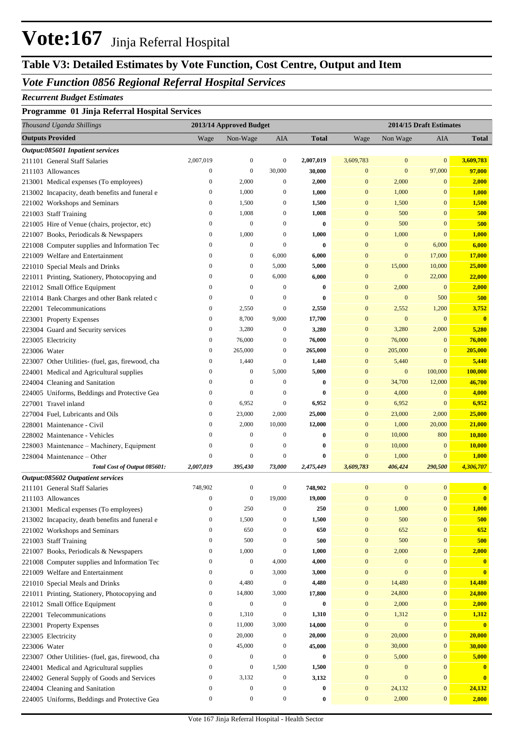# Vote:167 Jinja Referral Hospital

## Table V3: Detailed Estimates by Vote Function, Cost Centre, Output and Item

### *Vote Function 0856 Regional Referral Hospital Services*

***Recurrent Budget Estimates***

**Programme 01 Jinja Referral Hospital Services**

| *Thousand Uganda Shillings* | 2013/14 Approved Budget | | | | 2014/15 Draft Estimates | | | |
|---|---|---|---|---|---|---|---|---|
| **Outputs Provided** | Wage | Non-Wage | AIA | **Total** | Wage | Non Wage | AIA | **Total** |
| ***Output:085601 Inpatient services*** | | | | | | | | |
| 211101 General Staff Salaries | 2,007,019 | 0 | 0 | **2,007,019** | 3,609,783 | 0 | 0 | **3,609,783** |
| 211103 Allowances | 0 | 0 | 30,000 | **30,000** | 0 | 0 | 97,000 | **97,000** |
| 213001 Medical expenses (To employees) | 0 | 2,000 | 0 | **2,000** | 0 | 2,000 | 0 | **2,000** |
| 213002 Incapacity, death benefits and funeral e | 0 | 1,000 | 0 | **1,000** | 0 | 1,000 | 0 | **1,000** |
| 221002 Workshops and Seminars | 0 | 1,500 | 0 | **1,500** | 0 | 1,500 | 0 | **1,500** |
| 221003 Staff Training | 0 | 1,008 | 0 | **1,008** | 0 | 500 | 0 | **500** |
| 221005 Hire of Venue (chairs, projector, etc) | 0 | 0 | 0 | **0** | 0 | 500 | 0 | **500** |
| 221007 Books, Periodicals & Newspapers | 0 | 1,000 | 0 | **1,000** | 0 | 1,000 | 0 | **1,000** |
| 221008 Computer supplies and Information Tec | 0 | 0 | 0 | **0** | 0 | 0 | 6,000 | **6,000** |
| 221009 Welfare and Entertainment | 0 | 0 | 6,000 | **6,000** | 0 | 0 | 17,000 | **17,000** |
| 221010 Special Meals and Drinks | 0 | 0 | 5,000 | **5,000** | 0 | 15,000 | 10,000 | **25,000** |
| 221011 Printing, Stationery, Photocopying and | 0 | 0 | 6,000 | **6,000** | 0 | 0 | 22,000 | **22,000** |
| 221012 Small Office Equipment | 0 | 0 | 0 | **0** | 0 | 2,000 | 0 | **2,000** |
| 221014 Bank Charges and other Bank related c | 0 | 0 | 0 | **0** | 0 | 0 | 500 | **500** |
| 222001 Telecommunications | 0 | 2,550 | 0 | **2,550** | 0 | 2,552 | 1,200 | **3,752** |
| 223001 Property Expenses | 0 | 8,700 | 9,000 | **17,700** | 0 | 0 | 0 | **0** |
| 223004 Guard and Security services | 0 | 3,280 | 0 | **3,280** | 0 | 3,280 | 2,000 | **5,280** |
| 223005 Electricity | 0 | 76,000 | 0 | **76,000** | 0 | 76,000 | 0 | **76,000** |
| 223006 Water | 0 | 265,000 | 0 | **265,000** | 0 | 205,000 | 0 | **205,000** |
| 223007 Other Utilities- (fuel, gas, firewood, cha | 0 | 1,440 | 0 | **1,440** | 0 | 5,440 | 0 | **5,440** |
| 224001 Medical and Agricultural supplies | 0 | 0 | 5,000 | **5,000** | 0 | 0 | 100,000 | **100,000** |
| 224004 Cleaning and Sanitation | 0 | 0 | 0 | **0** | 0 | 34,700 | 12,000 | **46,700** |
| 224005 Uniforms, Beddings and Protective Gea | 0 | 0 | 0 | **0** | 0 | 4,000 | 0 | **4,000** |
| 227001 Travel inland | 0 | 6,952 | 0 | **6,952** | 0 | 6,952 | 0 | **6,952** |
| 227004 Fuel, Lubricants and Oils | 0 | 23,000 | 2,000 | **25,000** | 0 | 23,000 | 2,000 | **25,000** |
| 228001 Maintenance - Civil | 0 | 2,000 | 10,000 | **12,000** | 0 | 1,000 | 20,000 | **21,000** |
| 228002 Maintenance - Vehicles | 0 | 0 | 0 | **0** | 0 | 10,000 | 800 | **10,800** |
| 228003 Maintenance – Machinery, Equipment | 0 | 0 | 0 | **0** | 0 | 10,000 | 0 | **10,000** |
| 228004 Maintenance – Other | 0 | 0 | 0 | **0** | 0 | 1,000 | 0 | **1,000** |
| ***Total Cost of Output 085601:*** | ***2,007,019*** | ***395,430*** | ***73,000*** | ***2,475,449*** | ***3,609,783*** | ***406,424*** | ***290,500*** | ***4,306,707*** |
| ***Output:085602 Outpatient services*** | | | | | | | | |
| 211101 General Staff Salaries | 748,902 | 0 | 0 | **748,902** | 0 | 0 | 0 | **0** |
| 211103 Allowances | 0 | 0 | 19,000 | **19,000** | 0 | 0 | 0 | **0** |
| 213001 Medical expenses (To employees) | 0 | 250 | 0 | **250** | 0 | 1,000 | 0 | **1,000** |
| 213002 Incapacity, death benefits and funeral e | 0 | 1,500 | 0 | **1,500** | 0 | 500 | 0 | **500** |
| 221002 Workshops and Seminars | 0 | 650 | 0 | **650** | 0 | 652 | 0 | **652** |
| 221003 Staff Training | 0 | 500 | 0 | **500** | 0 | 500 | 0 | **500** |
| 221007 Books, Periodicals & Newspapers | 0 | 1,000 | 0 | **1,000** | 0 | 2,000 | 0 | **2,000** |
| 221008 Computer supplies and Information Tec | 0 | 0 | 4,000 | **4,000** | 0 | 0 | 0 | **0** |
| 221009 Welfare and Entertainment | 0 | 0 | 3,000 | **3,000** | 0 | 0 | 0 | **0** |
| 221010 Special Meals and Drinks | 0 | 4,480 | 0 | **4,480** | 0 | 14,480 | 0 | **14,480** |
| 221011 Printing, Stationery, Photocopying and | 0 | 14,800 | 3,000 | **17,800** | 0 | 24,800 | 0 | **24,800** |
| 221012 Small Office Equipment | 0 | 0 | 0 | **0** | 0 | 2,000 | 0 | **2,000** |
| 222001 Telecommunications | 0 | 1,310 | 0 | **1,310** | 0 | 1,312 | 0 | **1,312** |
| 223001 Property Expenses | 0 | 11,000 | 3,000 | **14,000** | 0 | 0 | 0 | **0** |
| 223005 Electricity | 0 | 20,000 | 0 | **20,000** | 0 | 20,000 | 0 | **20,000** |
| 223006 Water | 0 | 45,000 | 0 | **45,000** | 0 | 30,000 | 0 | **30,000** |
| 223007 Other Utilities- (fuel, gas, firewood, cha | 0 | 0 | 0 | **0** | 0 | 5,000 | 0 | **5,000** |
| 224001 Medical and Agricultural supplies | 0 | 0 | 1,500 | **1,500** | 0 | 0 | 0 | **0** |
| 224002 General Supply of Goods and Services | 0 | 3,132 | 0 | **3,132** | 0 | 0 | 0 | **0** |
| 224004 Cleaning and Sanitation | 0 | 0 | 0 | **0** | 0 | 24,132 | 0 | **24,132** |
| 224005 Uniforms, Beddings and Protective Gea | 0 | 0 | 0 | **0** | 0 | 2,000 | 0 | **2,000** |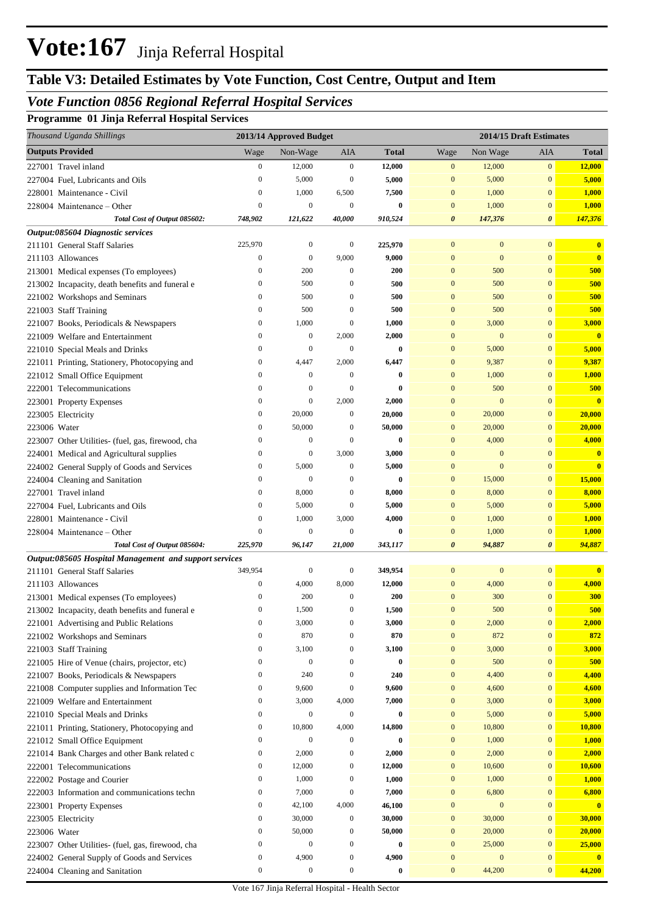# Vote:167 Jinja Referral Hospital

## Table V3: Detailed Estimates by Vote Function, Cost Centre, Output and Item

### *Vote Function 0856 Regional Referral Hospital Services*

**Programme 01 Jinja Referral Hospital Services**

| *Thousand Uganda Shillings* | 2013/14 Approved Budget | | | | 2014/15 Draft Estimates | | | |
|---|---|---|---|---|---|---|---|---|
| **Outputs Provided** | Wage | Non-Wage | AIA | **Total** | Wage | Non Wage | AIA | **Total** |
| 227001 Travel inland | 0 | 12,000 | 0 | **12,000** | 0 | 12,000 | 0 | **12,000** |
| 227004 Fuel, Lubricants and Oils | 0 | 5,000 | 0 | **5,000** | 0 | 5,000 | 0 | **5,000** |
| 228001 Maintenance - Civil | 0 | 1,000 | 6,500 | **7,500** | 0 | 1,000 | 0 | **1,000** |
| 228004 Maintenance – Other | 0 | 0 | 0 | **0** | 0 | 1,000 | 0 | **1,000** |
| ***Total Cost of Output 085602:*** | ***748,902*** | ***121,622*** | ***40,000*** | ***910,524*** | ***0*** | ***147,376*** | ***0*** | ***147,376*** |
| ***Output:085604 Diagnostic services*** | | | | | | | | |
| 211101 General Staff Salaries | 225,970 | 0 | 0 | **225,970** | 0 | 0 | 0 | **0** |
| 211103 Allowances | 0 | 0 | 9,000 | **9,000** | 0 | 0 | 0 | **0** |
| 213001 Medical expenses (To employees) | 0 | 200 | 0 | **200** | 0 | 500 | 0 | **500** |
| 213002 Incapacity, death benefits and funeral e | 0 | 500 | 0 | **500** | 0 | 500 | 0 | **500** |
| 221002 Workshops and Seminars | 0 | 500 | 0 | **500** | 0 | 500 | 0 | **500** |
| 221003 Staff Training | 0 | 500 | 0 | **500** | 0 | 500 | 0 | **500** |
| 221007 Books, Periodicals & Newspapers | 0 | 1,000 | 0 | **1,000** | 0 | 3,000 | 0 | **3,000** |
| 221009 Welfare and Entertainment | 0 | 0 | 2,000 | **2,000** | 0 | 0 | 0 | **0** |
| 221010 Special Meals and Drinks | 0 | 0 | 0 | **0** | 0 | 5,000 | 0 | **5,000** |
| 221011 Printing, Stationery, Photocopying and | 0 | 4,447 | 2,000 | **6,447** | 0 | 9,387 | 0 | **9,387** |
| 221012 Small Office Equipment | 0 | 0 | 0 | **0** | 0 | 1,000 | 0 | **1,000** |
| 222001 Telecommunications | 0 | 0 | 0 | **0** | 0 | 500 | 0 | **500** |
| 223001 Property Expenses | 0 | 0 | 2,000 | **2,000** | 0 | 0 | 0 | **0** |
| 223005 Electricity | 0 | 20,000 | 0 | **20,000** | 0 | 20,000 | 0 | **20,000** |
| 223006 Water | 0 | 50,000 | 0 | **50,000** | 0 | 20,000 | 0 | **20,000** |
| 223007 Other Utilities- (fuel, gas, firewood, cha | 0 | 0 | 0 | **0** | 0 | 4,000 | 0 | **4,000** |
| 224001 Medical and Agricultural supplies | 0 | 0 | 3,000 | **3,000** | 0 | 0 | 0 | **0** |
| 224002 General Supply of Goods and Services | 0 | 5,000 | 0 | **5,000** | 0 | 0 | 0 | **0** |
| 224004 Cleaning and Sanitation | 0 | 0 | 0 | **0** | 0 | 15,000 | 0 | **15,000** |
| 227001 Travel inland | 0 | 8,000 | 0 | **8,000** | 0 | 8,000 | 0 | **8,000** |
| 227004 Fuel, Lubricants and Oils | 0 | 5,000 | 0 | **5,000** | 0 | 5,000 | 0 | **5,000** |
| 228001 Maintenance - Civil | 0 | 1,000 | 3,000 | **4,000** | 0 | 1,000 | 0 | **1,000** |
| 228004 Maintenance – Other | 0 | 0 | 0 | **0** | 0 | 1,000 | 0 | **1,000** |
| ***Total Cost of Output 085604:*** | ***225,970*** | ***96,147*** | ***21,000*** | ***343,117*** | ***0*** | ***94,887*** | ***0*** | ***94,887*** |
| ***Output:085605 Hospital Management and support services*** | | | | | | | | |
| 211101 General Staff Salaries | 349,954 | 0 | 0 | **349,954** | 0 | 0 | 0 | **0** |
| 211103 Allowances | 0 | 4,000 | 8,000 | **12,000** | 0 | 4,000 | 0 | **4,000** |
| 213001 Medical expenses (To employees) | 0 | 200 | 0 | **200** | 0 | 300 | 0 | **300** |
| 213002 Incapacity, death benefits and funeral e | 0 | 1,500 | 0 | **1,500** | 0 | 500 | 0 | **500** |
| 221001 Advertising and Public Relations | 0 | 3,000 | 0 | **3,000** | 0 | 2,000 | 0 | **2,000** |
| 221002 Workshops and Seminars | 0 | 870 | 0 | **870** | 0 | 872 | 0 | **872** |
| 221003 Staff Training | 0 | 3,100 | 0 | **3,100** | 0 | 3,000 | 0 | **3,000** |
| 221005 Hire of Venue (chairs, projector, etc) | 0 | 0 | 0 | **0** | 0 | 500 | 0 | **500** |
| 221007 Books, Periodicals & Newspapers | 0 | 240 | 0 | **240** | 0 | 4,400 | 0 | **4,400** |
| 221008 Computer supplies and Information Tec | 0 | 9,600 | 0 | **9,600** | 0 | 4,600 | 0 | **4,600** |
| 221009 Welfare and Entertainment | 0 | 3,000 | 4,000 | **7,000** | 0 | 3,000 | 0 | **3,000** |
| 221010 Special Meals and Drinks | 0 | 0 | 0 | **0** | 0 | 5,000 | 0 | **5,000** |
| 221011 Printing, Stationery, Photocopying and | 0 | 10,800 | 4,000 | **14,800** | 0 | 10,800 | 0 | **10,800** |
| 221012 Small Office Equipment | 0 | 0 | 0 | **0** | 0 | 1,000 | 0 | **1,000** |
| 221014 Bank Charges and other Bank related c | 0 | 2,000 | 0 | **2,000** | 0 | 2,000 | 0 | **2,000** |
| 222001 Telecommunications | 0 | 12,000 | 0 | **12,000** | 0 | 10,600 | 0 | **10,600** |
| 222002 Postage and Courier | 0 | 1,000 | 0 | **1,000** | 0 | 1,000 | 0 | **1,000** |
| 222003 Information and communications techn | 0 | 7,000 | 0 | **7,000** | 0 | 6,800 | 0 | **6,800** |
| 223001 Property Expenses | 0 | 42,100 | 4,000 | **46,100** | 0 | 0 | 0 | **0** |
| 223005 Electricity | 0 | 30,000 | 0 | **30,000** | 0 | 30,000 | 0 | **30,000** |
| 223006 Water | 0 | 50,000 | 0 | **50,000** | 0 | 20,000 | 0 | **20,000** |
| 223007 Other Utilities- (fuel, gas, firewood, cha | 0 | 0 | 0 | **0** | 0 | 25,000 | 0 | **25,000** |
| 224002 General Supply of Goods and Services | 0 | 4,900 | 0 | **4,900** | 0 | 0 | 0 | **0** |
| 224004 Cleaning and Sanitation | 0 | 0 | 0 | **0** | 0 | 44,200 | 0 | **44,200** |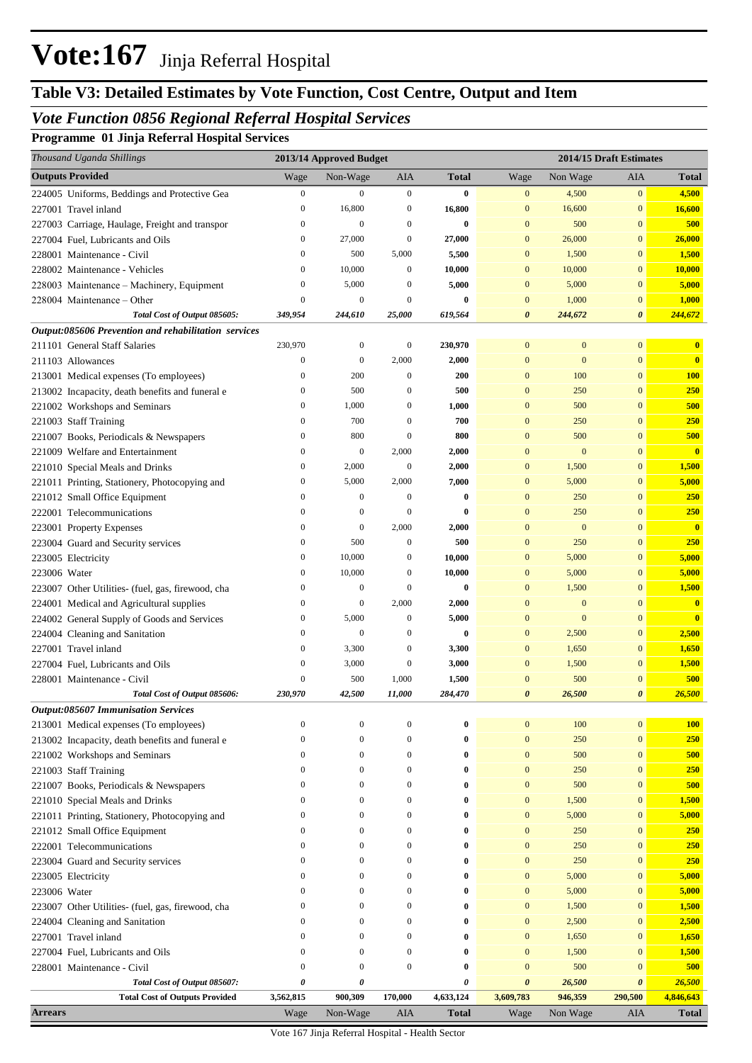# Vote:167 Jinja Referral Hospital

## Table V3: Detailed Estimates by Vote Function, Cost Centre, Output and Item

### *Vote Function 0856 Regional Referral Hospital Services*

**Programme 01 Jinja Referral Hospital Services**

| *Thousand Uganda Shillings* | 2013/14 Approved Budget | | | | 2014/15 Draft Estimates | | | |
|---|---|---|---|---|---|---|---|---|
| **Outputs Provided** | Wage | Non-Wage | AIA | **Total** | Wage | Non Wage | AIA | **Total** |
| 224005 Uniforms, Beddings and Protective Gea | 0 | 0 | 0 | **0** | 0 | 4,500 | 0 | **4,500** |
| 227001 Travel inland | 0 | 16,800 | 0 | **16,800** | 0 | 16,600 | 0 | **16,600** |
| 227003 Carriage, Haulage, Freight and transpor | 0 | 0 | 0 | **0** | 0 | 500 | 0 | **500** |
| 227004 Fuel, Lubricants and Oils | 0 | 27,000 | 0 | **27,000** | 0 | 26,000 | 0 | **26,000** |
| 228001 Maintenance - Civil | 0 | 500 | 5,000 | **5,500** | 0 | 1,500 | 0 | **1,500** |
| 228002 Maintenance - Vehicles | 0 | 10,000 | 0 | **10,000** | 0 | 10,000 | 0 | **10,000** |
| 228003 Maintenance – Machinery, Equipment | 0 | 5,000 | 0 | **5,000** | 0 | 5,000 | 0 | **5,000** |
| 228004 Maintenance – Other | 0 | 0 | 0 | **0** | 0 | 1,000 | 0 | **1,000** |
| ***Total Cost of Output 085605:*** | ***349,954*** | ***244,610*** | ***25,000*** | ***619,564*** | ***0*** | ***244,672*** | ***0*** | ***244,672*** |
| ***Output:085606 Prevention and rehabilitation services*** | | | | | | | | |
| 211101 General Staff Salaries | 230,970 | 0 | 0 | **230,970** | 0 | 0 | 0 | **0** |
| 211103 Allowances | 0 | 0 | 2,000 | **2,000** | 0 | 0 | 0 | **0** |
| 213001 Medical expenses (To employees) | 0 | 200 | 0 | **200** | 0 | 100 | 0 | **100** |
| 213002 Incapacity, death benefits and funeral e | 0 | 500 | 0 | **500** | 0 | 250 | 0 | **250** |
| 221002 Workshops and Seminars | 0 | 1,000 | 0 | **1,000** | 0 | 500 | 0 | **500** |
| 221003 Staff Training | 0 | 700 | 0 | **700** | 0 | 250 | 0 | **250** |
| 221007 Books, Periodicals & Newspapers | 0 | 800 | 0 | **800** | 0 | 500 | 0 | **500** |
| 221009 Welfare and Entertainment | 0 | 0 | 2,000 | **2,000** | 0 | 0 | 0 | **0** |
| 221010 Special Meals and Drinks | 0 | 2,000 | 0 | **2,000** | 0 | 1,500 | 0 | **1,500** |
| 221011 Printing, Stationery, Photocopying and | 0 | 5,000 | 2,000 | **7,000** | 0 | 5,000 | 0 | **5,000** |
| 221012 Small Office Equipment | 0 | 0 | 0 | **0** | 0 | 250 | 0 | **250** |
| 222001 Telecommunications | 0 | 0 | 0 | **0** | 0 | 250 | 0 | **250** |
| 223001 Property Expenses | 0 | 0 | 2,000 | **2,000** | 0 | 0 | 0 | **0** |
| 223004 Guard and Security services | 0 | 500 | 0 | **500** | 0 | 250 | 0 | **250** |
| 223005 Electricity | 0 | 10,000 | 0 | **10,000** | 0 | 5,000 | 0 | **5,000** |
| 223006 Water | 0 | 10,000 | 0 | **10,000** | 0 | 5,000 | 0 | **5,000** |
| 223007 Other Utilities- (fuel, gas, firewood, cha | 0 | 0 | 0 | **0** | 0 | 1,500 | 0 | **1,500** |
| 224001 Medical and Agricultural supplies | 0 | 0 | 2,000 | **2,000** | 0 | 0 | 0 | **0** |
| 224002 General Supply of Goods and Services | 0 | 5,000 | 0 | **5,000** | 0 | 0 | 0 | **0** |
| 224004 Cleaning and Sanitation | 0 | 0 | 0 | **0** | 0 | 2,500 | 0 | **2,500** |
| 227001 Travel inland | 0 | 3,300 | 0 | **3,300** | 0 | 1,650 | 0 | **1,650** |
| 227004 Fuel, Lubricants and Oils | 0 | 3,000 | 0 | **3,000** | 0 | 1,500 | 0 | **1,500** |
| 228001 Maintenance - Civil | 0 | 500 | 1,000 | **1,500** | 0 | 500 | 0 | **500** |
| ***Total Cost of Output 085606:*** | ***230,970*** | ***42,500*** | ***11,000*** | ***284,470*** | ***0*** | ***26,500*** | ***0*** | ***26,500*** |
| ***Output:085607 Immunisation Services*** | | | | | | | | |
| 213001 Medical expenses (To employees) | 0 | 0 | 0 | **0** | 0 | 100 | 0 | **100** |
| 213002 Incapacity, death benefits and funeral e | 0 | 0 | 0 | **0** | 0 | 250 | 0 | **250** |
| 221002 Workshops and Seminars | 0 | 0 | 0 | **0** | 0 | 500 | 0 | **500** |
| 221003 Staff Training | 0 | 0 | 0 | **0** | 0 | 250 | 0 | **250** |
| 221007 Books, Periodicals & Newspapers | 0 | 0 | 0 | **0** | 0 | 500 | 0 | **500** |
| 221010 Special Meals and Drinks | 0 | 0 | 0 | **0** | 0 | 1,500 | 0 | **1,500** |
| 221011 Printing, Stationery, Photocopying and | 0 | 0 | 0 | **0** | 0 | 5,000 | 0 | **5,000** |
| 221012 Small Office Equipment | 0 | 0 | 0 | **0** | 0 | 250 | 0 | **250** |
| 222001 Telecommunications | 0 | 0 | 0 | **0** | 0 | 250 | 0 | **250** |
| 223004 Guard and Security services | 0 | 0 | 0 | **0** | 0 | 250 | 0 | **250** |
| 223005 Electricity | 0 | 0 | 0 | **0** | 0 | 5,000 | 0 | **5,000** |
| 223006 Water | 0 | 0 | 0 | **0** | 0 | 5,000 | 0 | **5,000** |
| 223007 Other Utilities- (fuel, gas, firewood, cha | 0 | 0 | 0 | **0** | 0 | 1,500 | 0 | **1,500** |
| 224004 Cleaning and Sanitation | 0 | 0 | 0 | **0** | 0 | 2,500 | 0 | **2,500** |
| 227001 Travel inland | 0 | 0 | 0 | **0** | 0 | 1,650 | 0 | **1,650** |
| 227004 Fuel, Lubricants and Oils | 0 | 0 | 0 | **0** | 0 | 1,500 | 0 | **1,500** |
| 228001 Maintenance - Civil | 0 | 0 | 0 | **0** | 0 | 500 | 0 | **500** |
| ***Total Cost of Output 085607:*** | ***0*** | ***0*** | | ***0*** | ***0*** | ***26,500*** | ***0*** | ***26,500*** |
| **Total Cost of Outputs Provided** | **3,562,815** | **900,309** | **170,000** | **4,633,124** | **3,609,783** | **946,359** | **290,500** | **4,846,643** |
| **Arrears** | Wage | Non-Wage | AIA | **Total** | Wage | Non Wage | AIA | **Total** |

Vote 167 Jinja Referral Hospital - Health Sector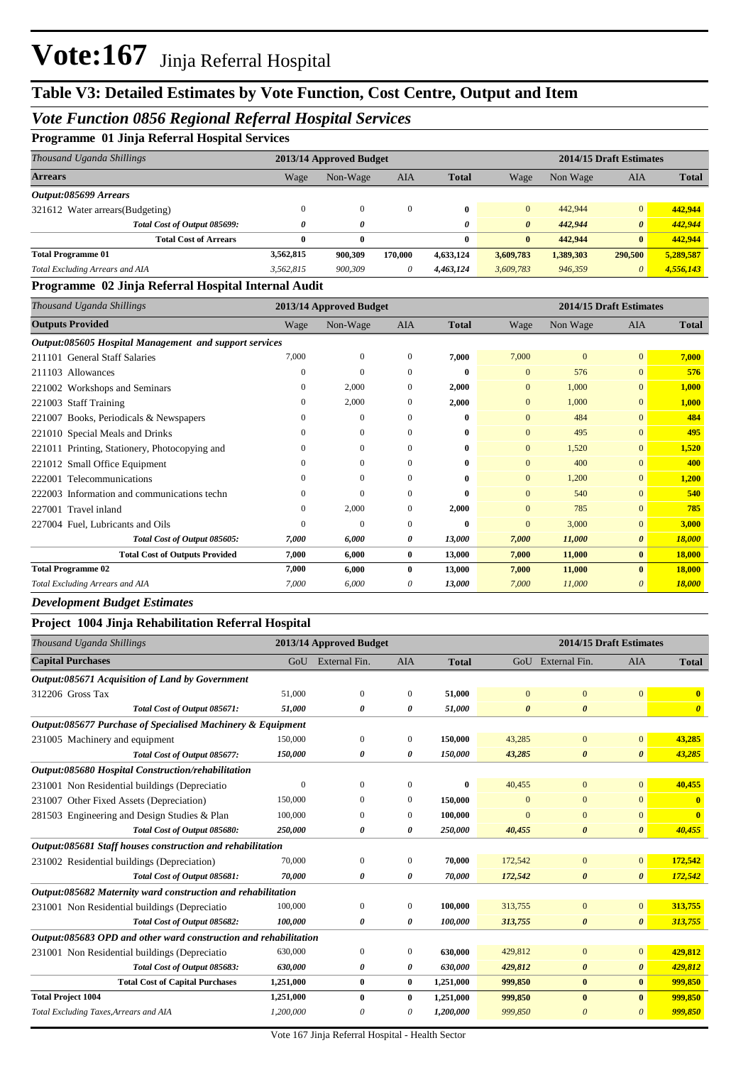# Vote:167 Jinja Referral Hospital

## Table V3: Detailed Estimates by Vote Function, Cost Centre, Output and Item

### *Vote Function 0856 Regional Referral Hospital Services*

**Programme 01 Jinja Referral Hospital Services**

| *Thousand Uganda Shillings* | 2013/14 Approved Budget | | | | 2014/15 Draft Estimates | | | |
|---|---|---|---|---|---|---|---|---|
| **Arrears** | Wage | Non-Wage | AIA | **Total** | Wage | Non Wage | AIA | **Total** |
| ***Output:085699 Arrears*** | | | | | | | | |
| 321612 Water arrears(Budgeting) | 0 | 0 | 0 | **0** | 0 | 442,944 | 0 | **442,944** |
| ***Total Cost of Output 085699:*** | ***0*** | ***0*** | | ***0*** | ***0*** | ***442,944*** | ***0*** | ***442,944*** |
| **Total Cost of Arrears** | **0** | **0** | | **0** | **0** | **442,944** | **0** | **442,944** |
| **Total Programme 01** | **3,562,815** | **900,309** | **170,000** | **4,633,124** | **3,609,783** | **1,389,303** | **290,500** | **5,289,587** |
| *Total Excluding Arrears and AIA* | *3,562,815* | *900,309* | *0* | *4,463,124* | *3,609,783* | *946,359* | *0* | *4,556,143* |

**Programme 02 Jinja Referral Hospital Internal Audit**

| *Thousand Uganda Shillings* | 2013/14 Approved Budget | | | | 2014/15 Draft Estimates | | | |
|---|---|---|---|---|---|---|---|---|
| **Outputs Provided** | Wage | Non-Wage | AIA | **Total** | Wage | Non Wage | AIA | **Total** |
| ***Output:085605 Hospital Management and support services*** | | | | | | | | |
| 211101 General Staff Salaries | 7,000 | 0 | 0 | **7,000** | 7,000 | 0 | 0 | **7,000** |
| 211103 Allowances | 0 | 0 | 0 | **0** | 0 | 576 | 0 | **576** |
| 221002 Workshops and Seminars | 0 | 2,000 | 0 | **2,000** | 0 | 1,000 | 0 | **1,000** |
| 221003 Staff Training | 0 | 2,000 | 0 | **2,000** | 0 | 1,000 | 0 | **1,000** |
| 221007 Books, Periodicals & Newspapers | 0 | 0 | 0 | **0** | 0 | 484 | 0 | **484** |
| 221010 Special Meals and Drinks | 0 | 0 | 0 | **0** | 0 | 495 | 0 | **495** |
| 221011 Printing, Stationery, Photocopying and | 0 | 0 | 0 | **0** | 0 | 1,520 | 0 | **1,520** |
| 221012 Small Office Equipment | 0 | 0 | 0 | **0** | 0 | 400 | 0 | **400** |
| 222001 Telecommunications | 0 | 0 | 0 | **0** | 0 | 1,200 | 0 | **1,200** |
| 222003 Information and communications techn | 0 | 0 | 0 | **0** | 0 | 540 | 0 | **540** |
| 227001 Travel inland | 0 | 2,000 | 0 | **2,000** | 0 | 785 | 0 | **785** |
| 227004 Fuel, Lubricants and Oils | 0 | 0 | 0 | **0** | 0 | 3,000 | 0 | **3,000** |
| ***Total Cost of Output 085605:*** | ***7,000*** | ***6,000*** | ***0*** | ***13,000*** | ***7,000*** | ***11,000*** | ***0*** | ***18,000*** |
| **Total Cost of Outputs Provided** | **7,000** | **6,000** | **0** | **13,000** | **7,000** | **11,000** | **0** | **18,000** |
| **Total Programme 02** | **7,000** | **6,000** | **0** | **13,000** | **7,000** | **11,000** | **0** | **18,000** |
| *Total Excluding Arrears and AIA* | *7,000* | *6,000* | *0* | *13,000* | *7,000* | *11,000* | *0* | *18,000* |

***Development Budget Estimates***

**Project 1004 Jinja Rehabilitation Referral Hospital**

| *Thousand Uganda Shillings* | 2013/14 Approved Budget | | | | 2014/15 Draft Estimates | | | |
|---|---|---|---|---|---|---|---|---|
| **Capital Purchases** | GoU | External Fin. | AIA | **Total** | GoU | External Fin. | AIA | **Total** |
| ***Output:085671 Acquisition of Land by Government*** | | | | | | | | |
| 312206 Gross Tax | 51,000 | 0 | 0 | **51,000** | 0 | 0 | 0 | **0** |
| ***Total Cost of Output 085671:*** | ***51,000*** | ***0*** | ***0*** | ***51,000*** | ***0*** | ***0*** | | ***0*** |
| ***Output:085677 Purchase of Specialised Machinery & Equipment*** | | | | | | | | |
| 231005 Machinery and equipment | 150,000 | 0 | 0 | **150,000** | 43,285 | 0 | 0 | **43,285** |
| ***Total Cost of Output 085677:*** | ***150,000*** | ***0*** | ***0*** | ***150,000*** | ***43,285*** | ***0*** | ***0*** | ***43,285*** |
| ***Output:085680 Hospital Construction/rehabilitation*** | | | | | | | | |
| 231001 Non Residential buildings (Depreciatio | 0 | 0 | 0 | **0** | 40,455 | 0 | 0 | **40,455** |
| 231007 Other Fixed Assets (Depreciation) | 150,000 | 0 | 0 | **150,000** | 0 | 0 | 0 | **0** |
| 281503 Engineering and Design Studies & Plan | 100,000 | 0 | 0 | **100,000** | 0 | 0 | 0 | **0** |
| ***Total Cost of Output 085680:*** | ***250,000*** | ***0*** | ***0*** | ***250,000*** | ***40,455*** | ***0*** | ***0*** | ***40,455*** |
| ***Output:085681 Staff houses construction and rehabilitation*** | | | | | | | | |
| 231002 Residential buildings (Depreciation) | 70,000 | 0 | 0 | **70,000** | 172,542 | 0 | 0 | **172,542** |
| ***Total Cost of Output 085681:*** | ***70,000*** | ***0*** | ***0*** | ***70,000*** | ***172,542*** | ***0*** | ***0*** | ***172,542*** |
| ***Output:085682 Maternity ward construction and rehabilitation*** | | | | | | | | |
| 231001 Non Residential buildings (Depreciatio | 100,000 | 0 | 0 | **100,000** | 313,755 | 0 | 0 | **313,755** |
| ***Total Cost of Output 085682:*** | ***100,000*** | ***0*** | ***0*** | ***100,000*** | ***313,755*** | ***0*** | ***0*** | ***313,755*** |
| ***Output:085683 OPD and other ward construction and rehabilitation*** | | | | | | | | |
| 231001 Non Residential buildings (Depreciatio | 630,000 | 0 | 0 | **630,000** | 429,812 | 0 | 0 | **429,812** |
| ***Total Cost of Output 085683:*** | ***630,000*** | ***0*** | ***0*** | ***630,000*** | ***429,812*** | ***0*** | ***0*** | ***429,812*** |
| **Total Cost of Capital Purchases** | **1,251,000** | **0** | **0** | **1,251,000** | **999,850** | **0** | **0** | **999,850** |
| **Total Project 1004** | **1,251,000** | **0** | **0** | **1,251,000** | **999,850** | **0** | **0** | **999,850** |
| *Total Excluding Taxes,Arrears and AIA* | *1,200,000* | *0* | *0* | *1,200,000* | *999,850* | *0* | *0* | *999,850* |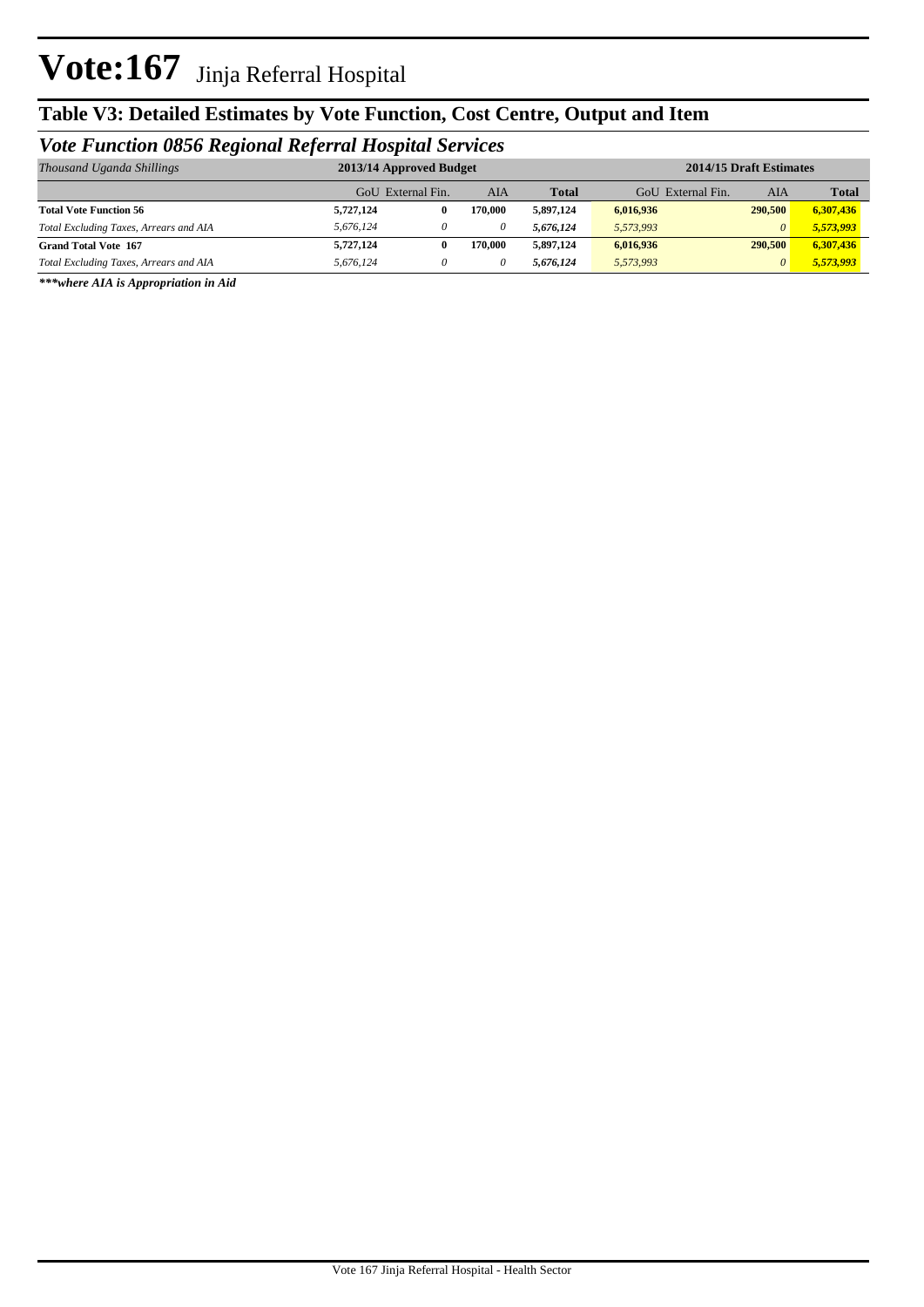# Vote:167 Jinja Referral Hospital

## Table V3: Detailed Estimates by Vote Function, Cost Centre, Output and Item

### *Vote Function 0856 Regional Referral Hospital Services*

| *Thousand Uganda Shillings* | 2013/14 Approved Budget | | | | 2014/15 Draft Estimates | | | |
|---|---|---|---|---|---|---|---|---|
| | GoU | External Fin. | AIA | Total | GoU | External Fin. | AIA | Total |
| **Total Vote Function 56** | **5,727,124** | **0** | **170,000** | **5,897,124** | **6,016,936** | | **290,500** | **6,307,436** |
| *Total Excluding Taxes, Arrears and AIA* | *5,676,124* | *0* | *0* | ***5,676,124*** | *5,573,993* | | *0* | ***5,573,993*** |
| **Grand Total Vote 167** | **5,727,124** | **0** | **170,000** | **5,897,124** | **6,016,936** | | **290,500** | **6,307,436** |
| *Total Excluding Taxes, Arrears and AIA* | *5,676,124* | *0* | *0* | ***5,676,124*** | *5,573,993* | | *0* | ***5,573,993*** |

***\*\*\*where AIA is Appropriation in Aid***